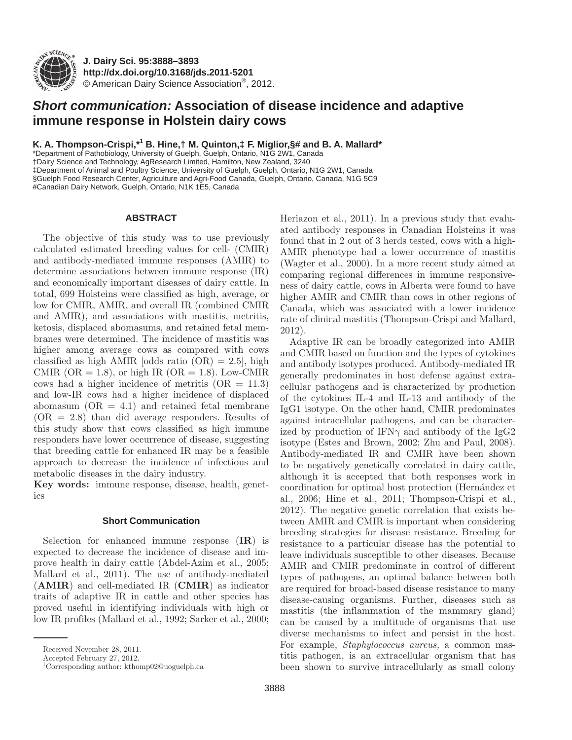J. Dairy Sci. 95:3888–3893
http://dx.doi.org/10.3168/jds.2011-5201
© American Dairy Science Association®, 2012.

# *Short communication:* Association of disease incidence and adaptive immune response in Holstein dairy cows

**K. A. Thompson-Crispi,*[1] B. Hine,† M. Quinton,‡ F. Miglior,§# and B. A. Mallard***

*Department of Pathobiology, University of Guelph, Guelph, Ontario, N1G 2W1, Canada
†Dairy Science and Technology, AgResearch Limited, Hamilton, New Zealand, 3240
‡Department of Animal and Poultry Science, University of Guelph, Guelph, Ontario, N1G 2W1, Canada
§Guelph Food Research Center, Agriculture and Agri-Food Canada, Guelph, Ontario, Canada, N1G 5C9
#Canadian Dairy Network, Guelph, Ontario, N1K 1E5, Canada

## ABSTRACT

The objective of this study was to use previously calculated estimated breeding values for cell- (CMIR) and antibody-mediated immune responses (AMIR) to determine associations between immune response (IR) and economically important diseases of dairy cattle. In total, 699 Holsteins were classified as high, average, or low for CMIR, AMIR, and overall IR (combined CMIR and AMIR), and associations with mastitis, metritis, ketosis, displaced abomasums, and retained fetal membranes were determined. The incidence of mastitis was higher among average cows as compared with cows classified as high AMIR [odds ratio (OR) = 2.5], high CMIR (OR = 1.8), or high IR (OR = 1.8). Low-CMIR cows had a higher incidence of metritis (OR = 11.3) and low-IR cows had a higher incidence of displaced abomasum (OR = 4.1) and retained fetal membrane (OR = 2.8) than did average responders. Results of this study show that cows classified as high immune responders have lower occurrence of disease, suggesting that breeding cattle for enhanced IR may be a feasible approach to decrease the incidence of infectious and metabolic diseases in the dairy industry.

**Key words:** immune response, disease, health, genetics

## Short Communication

Selection for enhanced immune response (**IR**) is expected to decrease the incidence of disease and improve health in dairy cattle (Abdel-Azim et al., 2005; Mallard et al., 2011). The use of antibody-mediated (**AMIR**) and cell-mediated IR (**CMIR**) as indicator traits of adaptive IR in cattle and other species has proved useful in identifying individuals with high or low IR profiles (Mallard et al., 1992; Sarker et al., 2000; Heriazon et al., 2011). In a previous study that evaluated antibody responses in Canadian Holsteins it was found that in 2 out of 3 herds tested, cows with a high-AMIR phenotype had a lower occurrence of mastitis (Wagter et al., 2000). In a more recent study aimed at comparing regional differences in immune responsiveness of dairy cattle, cows in Alberta were found to have higher AMIR and CMIR than cows in other regions of Canada, which was associated with a lower incidence rate of clinical mastitis (Thompson-Crispi and Mallard, 2012).

Adaptive IR can be broadly categorized into AMIR and CMIR based on function and the types of cytokines and antibody isotypes produced. Antibody-mediated IR generally predominates in host defense against extracellular pathogens and is characterized by production of the cytokines IL-4 and IL-13 and antibody of the IgG1 isotype. On the other hand, CMIR predominates against intracellular pathogens, and can be characterized by production of IFN$\gamma$ and antibody of the IgG2 isotype (Estes and Brown, 2002; Zhu and Paul, 2008). Antibody-mediated IR and CMIR have been shown to be negatively genetically correlated in dairy cattle, although it is accepted that both responses work in coordination for optimal host protection (Hernández et al., 2006; Hine et al., 2011; Thompson-Crispi et al., 2012). The negative genetic correlation that exists between AMIR and CMIR is important when considering breeding strategies for disease resistance. Breeding for resistance to a particular disease has the potential to leave individuals susceptible to other diseases. Because AMIR and CMIR predominate in control of different types of pathogens, an optimal balance between both are required for broad-based disease resistance to many disease-causing organisms. Further, diseases such as mastitis (the inflammation of the mammary gland) can be caused by a multitude of organisms that use diverse mechanisms to infect and persist in the host. For example, *Staphylococcus aureus,* a common mastitis pathogen, is an extracellular organism that has been shown to survive intracellularly as small colony

Received November 28, 2011.
Accepted February 27, 2012.
[1]Corresponding author: kthomp02@uoguelph.ca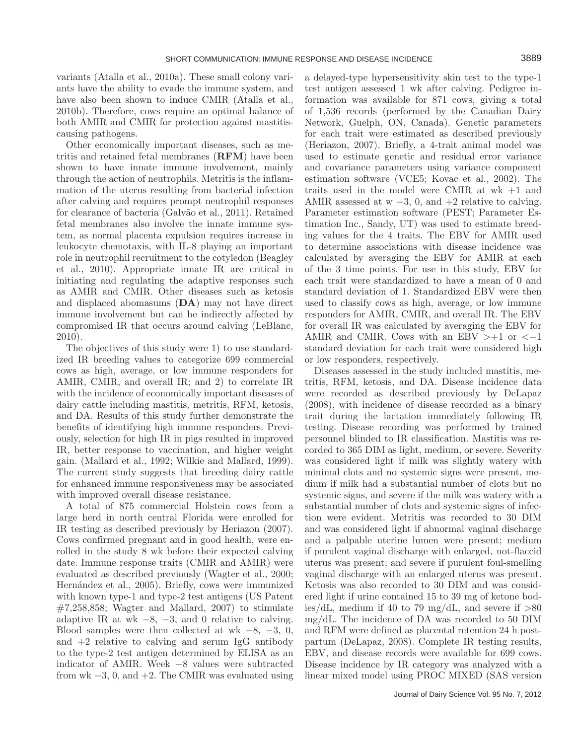variants (Atalla et al., 2010a). These small colony variants have the ability to evade the immune system, and have also been shown to induce CMIR (Atalla et al., 2010b). Therefore, cows require an optimal balance of both AMIR and CMIR for protection against mastitis-causing pathogens.

Other economically important diseases, such as metritis and retained fetal membranes (**RFM**) have been shown to have innate immune involvement, mainly through the action of neutrophils. Metritis is the inflammation of the uterus resulting from bacterial infection after calving and requires prompt neutrophil responses for clearance of bacteria (Galvão et al., 2011). Retained fetal membranes also involve the innate immune system, as normal placenta expulsion requires increase in leukocyte chemotaxis, with IL-8 playing an important role in neutrophil recruitment to the cotyledon (Beagley et al., 2010). Appropriate innate IR are critical in initiating and regulating the adaptive responses such as AMIR and CMIR. Other diseases such as ketosis and displaced abomasums (**DA**) may not have direct immune involvement but can be indirectly affected by compromised IR that occurs around calving (LeBlanc, 2010).

The objectives of this study were 1) to use standardized IR breeding values to categorize 699 commercial cows as high, average, or low immune responders for AMIR, CMIR, and overall IR; and 2) to correlate IR with the incidence of economically important diseases of dairy cattle including mastitis, metritis, RFM, ketosis, and DA. Results of this study further demonstrate the benefits of identifying high immune responders. Previously, selection for high IR in pigs resulted in improved IR, better response to vaccination, and higher weight gain. (Mallard et al., 1992; Wilkie and Mallard, 1999). The current study suggests that breeding dairy cattle for enhanced immune responsiveness may be associated with improved overall disease resistance.

A total of 875 commercial Holstein cows from a large herd in north central Florida were enrolled for IR testing as described previously by Heriazon (2007). Cows confirmed pregnant and in good health, were enrolled in the study 8 wk before their expected calving date. Immune response traits (CMIR and AMIR) were evaluated as described previously (Wagter et al., 2000; Hernández et al., 2005). Briefly, cows were immunized with known type-1 and type-2 test antigens (US Patent #7,258,858; Wagter and Mallard, 2007) to stimulate adaptive IR at wk −8, −3, and 0 relative to calving. Blood samples were then collected at wk −8, −3, 0, and +2 relative to calving and serum IgG antibody to the type-2 test antigen determined by ELISA as an indicator of AMIR. Week −8 values were subtracted from wk −3, 0, and +2. The CMIR was evaluated using a delayed-type hypersensitivity skin test to the type-1 test antigen assessed 1 wk after calving. Pedigree information was available for 871 cows, giving a total of 1,536 records (performed by the Canadian Dairy Network, Guelph, ON, Canada). Genetic parameters for each trait were estimated as described previously (Heriazon, 2007). Briefly, a 4-trait animal model was used to estimate genetic and residual error variance and covariance parameters using variance component estimation software (VCE5; Kovac et al., 2002). The traits used in the model were CMIR at wk +1 and AMIR assessed at w −3, 0, and +2 relative to calving. Parameter estimation software (PEST; Parameter Estimation Inc., Sandy, UT) was used to estimate breeding values for the 4 traits. The EBV for AMIR used to determine associations with disease incidence was calculated by averaging the EBV for AMIR at each of the 3 time points. For use in this study, EBV for each trait were standardized to have a mean of 0 and standard deviation of 1. Standardized EBV were then used to classify cows as high, average, or low immune responders for AMIR, CMIR, and overall IR. The EBV for overall IR was calculated by averaging the EBV for AMIR and CMIR. Cows with an EBV >+1 or <−1 standard deviation for each trait were considered high or low responders, respectively.

Diseases assessed in the study included mastitis, metritis, RFM, ketosis, and DA. Disease incidence data were recorded as described previously by DeLapaz (2008), with incidence of disease recorded as a binary trait during the lactation immediately following IR testing. Disease recording was performed by trained personnel blinded to IR classification. Mastitis was recorded to 365 DIM as light, medium, or severe. Severity was considered light if milk was slightly watery with minimal clots and no systemic signs were present, medium if milk had a substantial number of clots but no systemic signs, and severe if the milk was watery with a substantial number of clots and systemic signs of infection were evident. Metritis was recorded to 30 DIM and was considered light if abnormal vaginal discharge and a palpable uterine lumen were present; medium if purulent vaginal discharge with enlarged, not-flaccid uterus was present; and severe if purulent foul-smelling vaginal discharge with an enlarged uterus was present. Ketosis was also recorded to 30 DIM and was considered light if urine contained 15 to 39 mg of ketone bodies/dL, medium if 40 to 79 mg/dL, and severe if >80 mg/dL. The incidence of DA was recorded to 50 DIM and RFM were defined as placental retention 24 h postpartum (DeLapaz, 2008). Complete IR testing results, EBV, and disease records were available for 699 cows. Disease incidence by IR category was analyzed with a linear mixed model using PROC MIXED (SAS version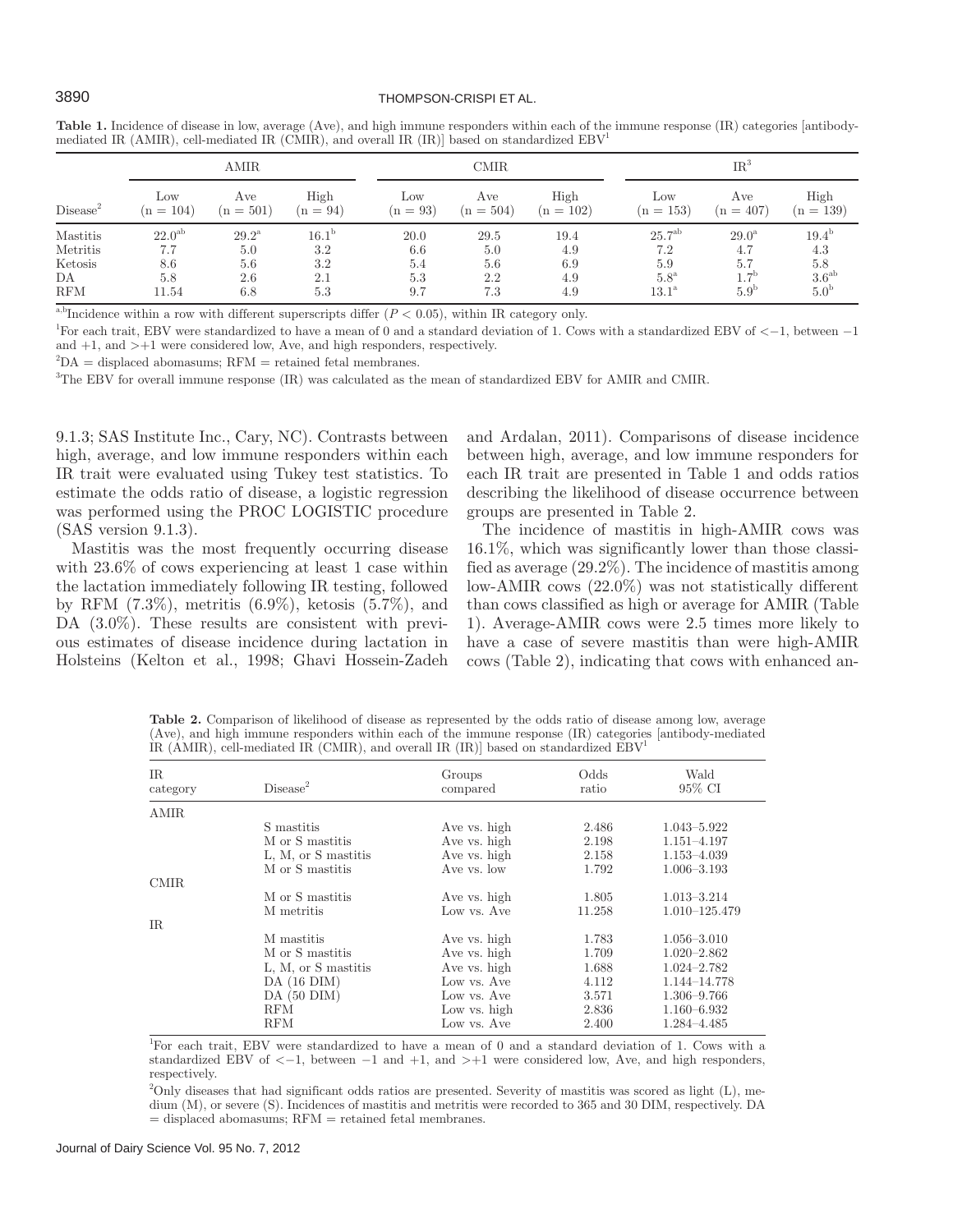**Table 1.** Incidence of disease in low, average (Ave), and high immune responders within each of the immune response (IR) categories [antibody-mediated IR (AMIR), cell-mediated IR (CMIR), and overall IR (IR)] based on standardized EBV[1]

| | AMIR | | | CMIR | | | IR[3] | | |
|---|---|---|---|---|---|---|---|---|---|
| Disease[2] | Low (n = 104) | Ave (n = 501) | High (n = 94) | Low (n = 93) | Ave (n = 504) | High (n = 102) | Low (n = 153) | Ave (n = 407) | High (n = 139) |
| Mastitis | 22.0[ab] | 29.2[a] | 16.1[b] | 20.0 | 29.5 | 19.4 | 25.7[ab] | 29.0[a] | 19.4[b] |
| Metritis | 7.7 | 5.0 | 3.2 | 6.6 | 5.0 | 4.9 | 7.2 | 4.7 | 4.3 |
| Ketosis | 8.6 | 5.6 | 3.2 | 5.4 | 5.6 | 6.9 | 5.9 | 5.7 | 5.8 |
| DA | 5.8 | 2.6 | 2.1 | 5.3 | 2.2 | 4.9 | 5.8[a] | 1.7[b] | 3.6[ab] |
| RFM | 11.54 | 6.8 | 5.3 | 9.7 | 7.3 | 4.9 | 13.1[a] | 5.9[b] | 5.0[b] |

[a,b]Incidence within a row with different superscripts differ ($P < 0.05$), within IR category only.

[1]For each trait, EBV were standardized to have a mean of 0 and a standard deviation of 1. Cows with a standardized EBV of <−1, between −1 and +1, and >+1 were considered low, Ave, and high responders, respectively.

[2]DA = displaced abomasums; RFM = retained fetal membranes.

[3]The EBV for overall immune response (IR) was calculated as the mean of standardized EBV for AMIR and CMIR.

9.1.3; SAS Institute Inc., Cary, NC). Contrasts between high, average, and low immune responders within each IR trait were evaluated using Tukey test statistics. To estimate the odds ratio of disease, a logistic regression was performed using the PROC LOGISTIC procedure (SAS version 9.1.3).

Mastitis was the most frequently occurring disease with 23.6% of cows experiencing at least 1 case within the lactation immediately following IR testing, followed by RFM (7.3%), metritis (6.9%), ketosis (5.7%), and DA (3.0%). These results are consistent with previous estimates of disease incidence during lactation in Holsteins (Kelton et al., 1998; Ghavi Hossein-Zadeh and Ardalan, 2011). Comparisons of disease incidence between high, average, and low immune responders for each IR trait are presented in Table 1 and odds ratios describing the likelihood of disease occurrence between groups are presented in Table 2.

The incidence of mastitis in high-AMIR cows was 16.1%, which was significantly lower than those classified as average (29.2%). The incidence of mastitis among low-AMIR cows (22.0%) was not statistically different than cows classified as high or average for AMIR (Table 1). Average-AMIR cows were 2.5 times more likely to have a case of severe mastitis than were high-AMIR cows (Table 2), indicating that cows with enhanced an-

**Table 2.** Comparison of likelihood of disease as represented by the odds ratio of disease among low, average (Ave), and high immune responders within each of the immune response (IR) categories [antibody-mediated IR (AMIR), cell-mediated IR (CMIR), and overall IR (IR)] based on standardized EBV[1]

| IR category | Disease[2] | Groups compared | Odds ratio | Wald 95% CI |
|---|---|---|---|---|
| AMIR | | | | |
| | S mastitis | Ave vs. high | 2.486 | 1.043–5.922 |
| | M or S mastitis | Ave vs. high | 2.198 | 1.151–4.197 |
| | L, M, or S mastitis | Ave vs. high | 2.158 | 1.153–4.039 |
| | M or S mastitis | Ave vs. low | 1.792 | 1.006–3.193 |
| CMIR | | | | |
| | M or S mastitis | Ave vs. high | 1.805 | 1.013–3.214 |
| | M metritis | Low vs. Ave | 11.258 | 1.010–125.479 |
| IR | | | | |
| | M mastitis | Ave vs. high | 1.783 | 1.056–3.010 |
| | M or S mastitis | Ave vs. high | 1.709 | 1.020–2.862 |
| | L, M, or S mastitis | Ave vs. high | 1.688 | 1.024–2.782 |
| | DA (16 DIM) | Low vs. Ave | 4.112 | 1.144–14.778 |
| | DA (50 DIM) | Low vs. Ave | 3.571 | 1.306–9.766 |
| | RFM | Low vs. high | 2.836 | 1.160–6.932 |
| | RFM | Low vs. Ave | 2.400 | 1.284–4.485 |

[1]For each trait, EBV were standardized to have a mean of 0 and a standard deviation of 1. Cows with a standardized EBV of <−1, between −1 and +1, and >+1 were considered low, Ave, and high responders, respectively.

[2]Only diseases that had significant odds ratios are presented. Severity of mastitis was scored as light (L), medium (M), or severe (S). Incidences of mastitis and metritis were recorded to 365 and 30 DIM, respectively. DA = displaced abomasums; RFM = retained fetal membranes.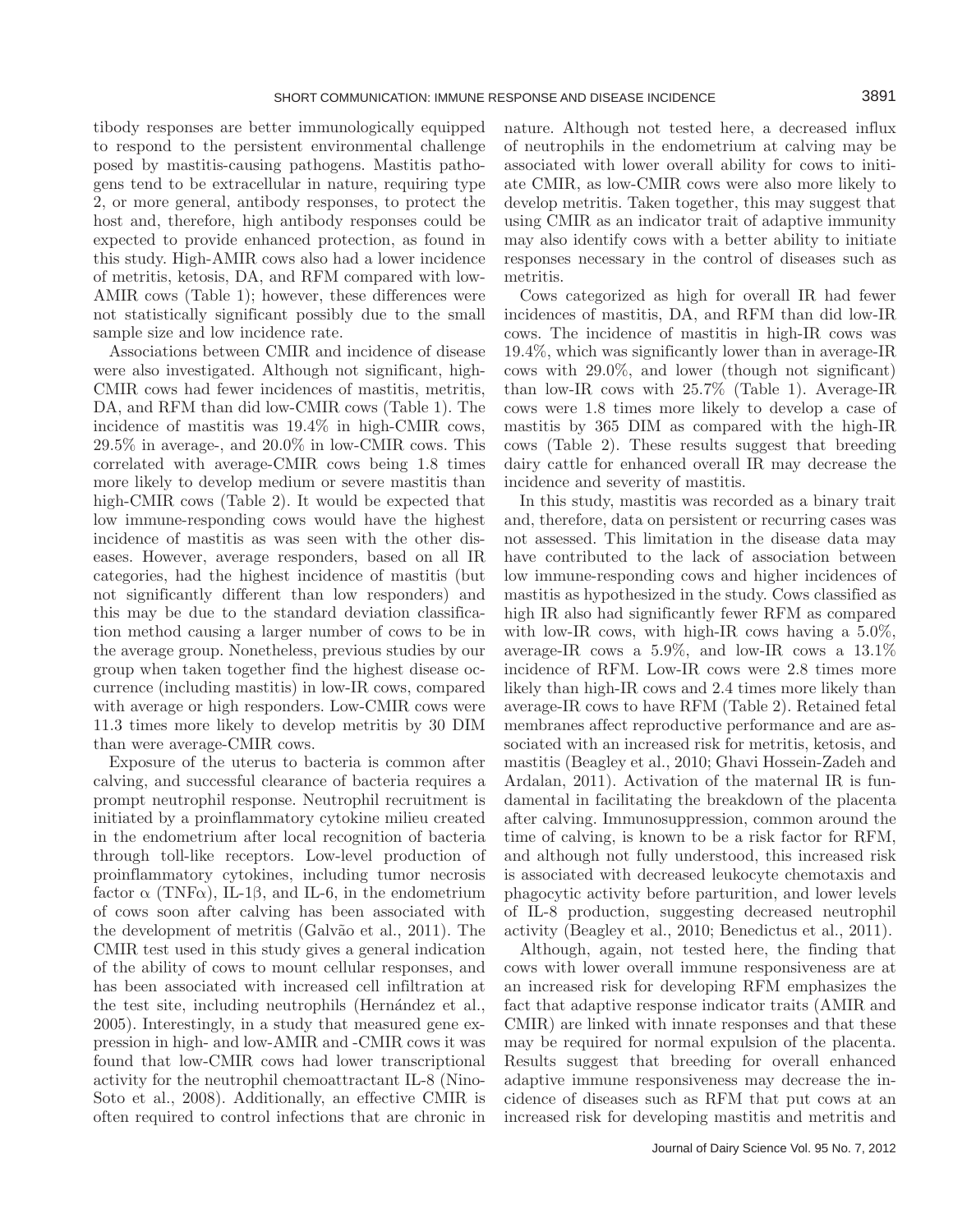tibody responses are better immunologically equipped to respond to the persistent environmental challenge posed by mastitis-causing pathogens. Mastitis pathogens tend to be extracellular in nature, requiring type 2, or more general, antibody responses, to protect the host and, therefore, high antibody responses could be expected to provide enhanced protection, as found in this study. High-AMIR cows also had a lower incidence of metritis, ketosis, DA, and RFM compared with low-AMIR cows (Table 1); however, these differences were not statistically significant possibly due to the small sample size and low incidence rate.

Associations between CMIR and incidence of disease were also investigated. Although not significant, high-CMIR cows had fewer incidences of mastitis, metritis, DA, and RFM than did low-CMIR cows (Table 1). The incidence of mastitis was 19.4% in high-CMIR cows, 29.5% in average-, and 20.0% in low-CMIR cows. This correlated with average-CMIR cows being 1.8 times more likely to develop medium or severe mastitis than high-CMIR cows (Table 2). It would be expected that low immune-responding cows would have the highest incidence of mastitis as was seen with the other diseases. However, average responders, based on all IR categories, had the highest incidence of mastitis (but not significantly different than low responders) and this may be due to the standard deviation classification method causing a larger number of cows to be in the average group. Nonetheless, previous studies by our group when taken together find the highest disease occurrence (including mastitis) in low-IR cows, compared with average or high responders. Low-CMIR cows were 11.3 times more likely to develop metritis by 30 DIM than were average-CMIR cows.

Exposure of the uterus to bacteria is common after calving, and successful clearance of bacteria requires a prompt neutrophil response. Neutrophil recruitment is initiated by a proinflammatory cytokine milieu created in the endometrium after local recognition of bacteria through toll-like receptors. Low-level production of proinflammatory cytokines, including tumor necrosis factor α (TNFα), IL-1β, and IL-6, in the endometrium of cows soon after calving has been associated with the development of metritis (Galvão et al., 2011). The CMIR test used in this study gives a general indication of the ability of cows to mount cellular responses, and has been associated with increased cell infiltration at the test site, including neutrophils (Hernández et al., 2005). Interestingly, in a study that measured gene expression in high- and low-AMIR and -CMIR cows it was found that low-CMIR cows had lower transcriptional activity for the neutrophil chemoattractant IL-8 (Nino-Soto et al., 2008). Additionally, an effective CMIR is often required to control infections that are chronic in nature. Although not tested here, a decreased influx of neutrophils in the endometrium at calving may be associated with lower overall ability for cows to initiate CMIR, as low-CMIR cows were also more likely to develop metritis. Taken together, this may suggest that using CMIR as an indicator trait of adaptive immunity may also identify cows with a better ability to initiate responses necessary in the control of diseases such as metritis.

Cows categorized as high for overall IR had fewer incidences of mastitis, DA, and RFM than did low-IR cows. The incidence of mastitis in high-IR cows was 19.4%, which was significantly lower than in average-IR cows with 29.0%, and lower (though not significant) than low-IR cows with 25.7% (Table 1). Average-IR cows were 1.8 times more likely to develop a case of mastitis by 365 DIM as compared with the high-IR cows (Table 2). These results suggest that breeding dairy cattle for enhanced overall IR may decrease the incidence and severity of mastitis.

In this study, mastitis was recorded as a binary trait and, therefore, data on persistent or recurring cases was not assessed. This limitation in the disease data may have contributed to the lack of association between low immune-responding cows and higher incidences of mastitis as hypothesized in the study. Cows classified as high IR also had significantly fewer RFM as compared with low-IR cows, with high-IR cows having a 5.0%, average-IR cows a 5.9%, and low-IR cows a 13.1% incidence of RFM. Low-IR cows were 2.8 times more likely than high-IR cows and 2.4 times more likely than average-IR cows to have RFM (Table 2). Retained fetal membranes affect reproductive performance and are associated with an increased risk for metritis, ketosis, and mastitis (Beagley et al., 2010; Ghavi Hossein-Zadeh and Ardalan, 2011). Activation of the maternal IR is fundamental in facilitating the breakdown of the placenta after calving. Immunosuppression, common around the time of calving, is known to be a risk factor for RFM, and although not fully understood, this increased risk is associated with decreased leukocyte chemotaxis and phagocytic activity before parturition, and lower levels of IL-8 production, suggesting decreased neutrophil activity (Beagley et al., 2010; Benedictus et al., 2011).

Although, again, not tested here, the finding that cows with lower overall immune responsiveness are at an increased risk for developing RFM emphasizes the fact that adaptive response indicator traits (AMIR and CMIR) are linked with innate responses and that these may be required for normal expulsion of the placenta. Results suggest that breeding for overall enhanced adaptive immune responsiveness may decrease the incidence of diseases such as RFM that put cows at an increased risk for developing mastitis and metritis and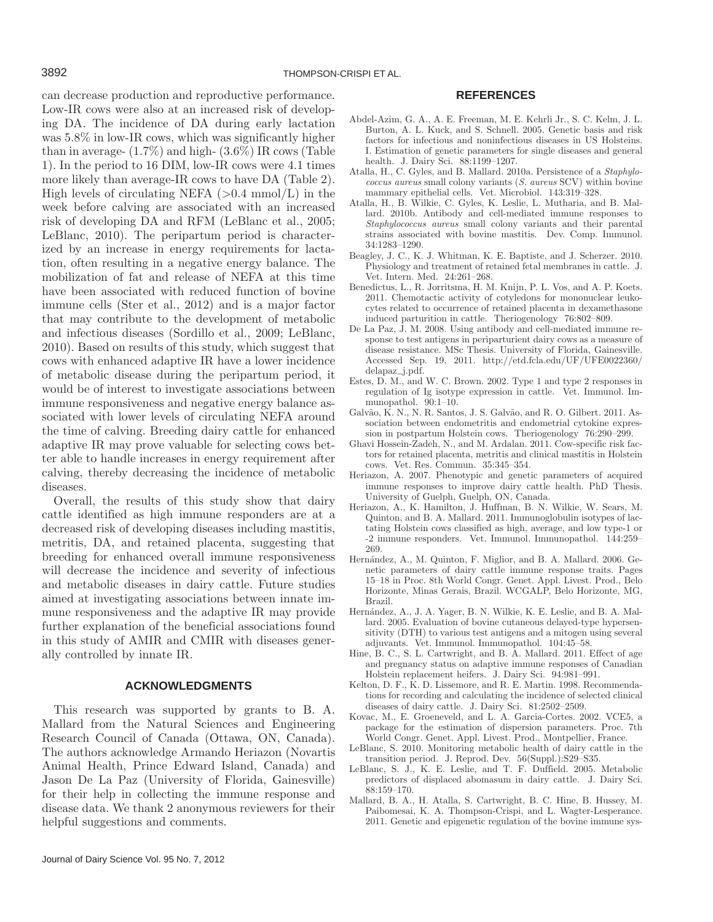can decrease production and reproductive performance. Low-IR cows were also at an increased risk of developing DA. The incidence of DA during early lactation was 5.8% in low-IR cows, which was significantly higher than in average- (1.7%) and high- (3.6%) IR cows (Table 1). In the period to 16 DIM, low-IR cows were 4.1 times more likely than average-IR cows to have DA (Table 2). High levels of circulating NEFA (>0.4 mmol/L) in the week before calving are associated with an increased risk of developing DA and RFM (LeBlanc et al., 2005; LeBlanc, 2010). The peripartum period is characterized by an increase in energy requirements for lactation, often resulting in a negative energy balance. The mobilization of fat and release of NEFA at this time have been associated with reduced function of bovine immune cells (Ster et al., 2012) and is a major factor that may contribute to the development of metabolic and infectious diseases (Sordillo et al., 2009; LeBlanc, 2010). Based on results of this study, which suggest that cows with enhanced adaptive IR have a lower incidence of metabolic disease during the peripartum period, it would be of interest to investigate associations between immune responsiveness and negative energy balance associated with lower levels of circulating NEFA around the time of calving. Breeding dairy cattle for enhanced adaptive IR may prove valuable for selecting cows better able to handle increases in energy requirement after calving, thereby decreasing the incidence of metabolic diseases.

Overall, the results of this study show that dairy cattle identified as high immune responders are at a decreased risk of developing diseases including mastitis, metritis, DA, and retained placenta, suggesting that breeding for enhanced overall immune responsiveness will decrease the incidence and severity of infectious and metabolic diseases in dairy cattle. Future studies aimed at investigating associations between innate immune responsiveness and the adaptive IR may provide further explanation of the beneficial associations found in this study of AMIR and CMIR with diseases generally controlled by innate IR.

## ACKNOWLEDGMENTS

This research was supported by grants to B. A. Mallard from the Natural Sciences and Engineering Research Council of Canada (Ottawa, ON, Canada). The authors acknowledge Armando Heriazon (Novartis Animal Health, Prince Edward Island, Canada) and Jason De La Paz (University of Florida, Gainesville) for their help in collecting the immune response and disease data. We thank 2 anonymous reviewers for their helpful suggestions and comments.

## REFERENCES

Abdel-Azim, G. A., A. E. Freeman, M. E. Kehrli Jr., S. C. Kelm, J. L. Burton, A. L. Kuck, and S. Schnell. 2005. Genetic basis and risk factors for infectious and noninfectious diseases in US Holsteins. I. Estimation of genetic parameters for single diseases and general health. J. Dairy Sci. 88:1199–1207.

Atalla, H., C. Gyles, and B. Mallard. 2010a. Persistence of a *Staphylococcus aureus* small colony variants (*S. aureus* SCV) within bovine mammary epithelial cells. Vet. Microbiol. 143:319–328.

Atalla, H., B. Wilkie, C. Gyles, K. Leslie, L. Mutharia, and B. Mallard. 2010b. Antibody and cell-mediated immune responses to *Staphylococcus aureus* small colony variants and their parental strains associated with bovine mastitis. Dev. Comp. Immunol. 34:1283–1290.

Beagley, J. C., K. J. Whitman, K. E. Baptiste, and J. Scherzer. 2010. Physiology and treatment of retained fetal membranes in cattle. J. Vet. Intern. Med. 24:261–268.

Benedictus, L., R. Jorritsma, H. M. Knijn, P. L. Vos, and A. P. Koets. 2011. Chemotactic activity of cotyledons for mononuclear leukocytes related to occurrence of retained placenta in dexamethasone induced parturition in cattle. Theriogenology 76:802–809.

De La Paz, J. M. 2008. Using antibody and cell-mediated immune response to test antigens in periparturient dairy cows as a measure of disease resistance. MSc Thesis. University of Florida, Gainesville. Accessed Sep. 19, 2011. http://etd.fcla.edu/UF/UFE0022360/delapaz_j.pdf.

Estes, D. M., and W. C. Brown. 2002. Type 1 and type 2 responses in regulation of Ig isotype expression in cattle. Vet. Immunol. Immunopathol. 90:1–10.

Galvão, K. N., N. R. Santos, J. S. Galvão, and R. O. Gilbert. 2011. Association between endometritis and endometrial cytokine expression in postpartum Holstein cows. Theriogenology 76:290–299.

Ghavi Hossein-Zadeh, N., and M. Ardalan. 2011. Cow-specific risk factors for retained placenta, metritis and clinical mastitis in Holstein cows. Vet. Res. Commun. 35:345–354.

Heriazon, A. 2007. Phenotypic and genetic parameters of acquired immune responses to improve dairy cattle health. PhD Thesis. University of Guelph, Guelph, ON, Canada.

Heriazon, A., K. Hamilton, J. Huffman, B. N. Wilkie, W. Sears, M. Quinton, and B. A. Mallard. 2011. Immunoglobulin isotypes of lactating Holstein cows classified as high, average, and low type-1 or -2 immune responders. Vet. Immunol. Immunopathol. 144:259–269.

Hernández, A., M. Quinton, F. Miglior, and B. A. Mallard. 2006. Genetic parameters of dairy cattle immune response traits. Pages 15–18 in Proc. 8th World Congr. Genet. Appl. Livest. Prod., Belo Horizonte, Minas Gerais, Brazil. WCGALP, Belo Horizonte, MG, Brazil.

Hernández, A., J. A. Yager, B. N. Wilkie, K. E. Leslie, and B. A. Mallard. 2005. Evaluation of bovine cutaneous delayed-type hypersensitivity (DTH) to various test antigens and a mitogen using several adjuvants. Vet. Immunol. Immunopathol. 104:45–58.

Hine, B. C., S. L. Cartwright, and B. A. Mallard. 2011. Effect of age and pregnancy status on adaptive immune responses of Canadian Holstein replacement heifers. J. Dairy Sci. 94:981–991.

Kelton, D. F., K. D. Lissemore, and R. E. Martin. 1998. Recommendations for recording and calculating the incidence of selected clinical diseases of dairy cattle. J. Dairy Sci. 81:2502–2509.

Kovac, M., E. Groeneveld, and L. A. Garcia-Cortes. 2002. VCE5, a package for the estimation of dispersion parameters. Proc. 7th World Congr. Genet. Appl. Livest. Prod., Montpellier, France.

LeBlanc, S. 2010. Monitoring metabolic health of dairy cattle in the transition period. J. Reprod. Dev. 56(Suppl.):S29–S35.

LeBlanc, S. J., K. E. Leslie, and T. F. Duffield. 2005. Metabolic predictors of displaced abomasum in dairy cattle. J. Dairy Sci. 88:159–170.

Mallard, B. A., H. Atalla, S. Cartwright, B. C. Hine, B. Hussey, M. Paibomesai, K. A. Thompson-Crispi, and L. Wagter-Lesperance. 2011. Genetic and epigenetic regulation of the bovine immune sys-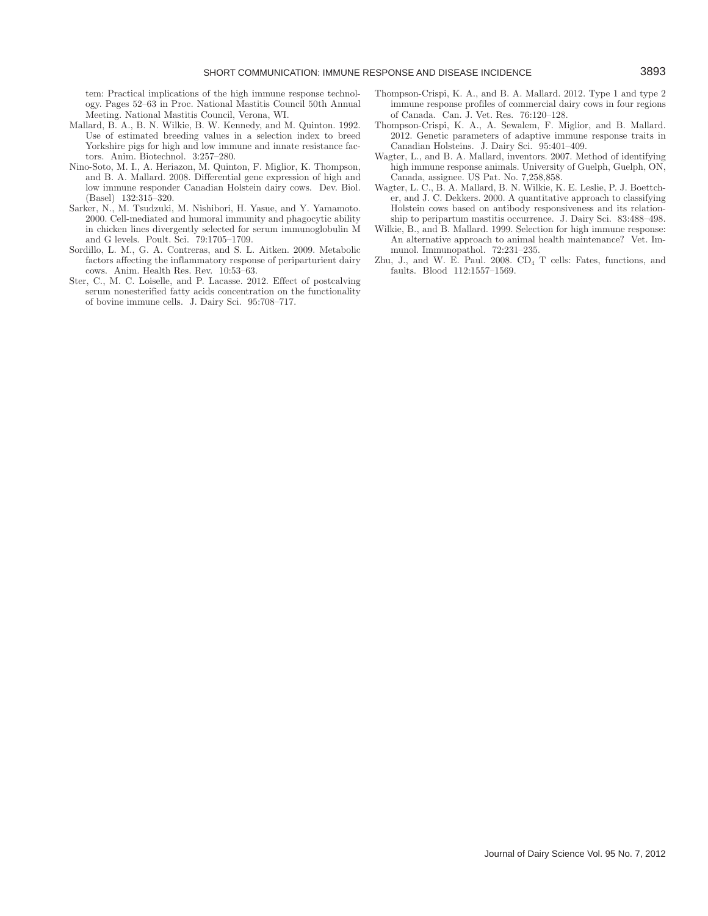tem: Practical implications of the high immune response technology. Pages 52–63 in Proc. National Mastitis Council 50th Annual Meeting. National Mastitis Council, Verona, WI.

Mallard, B. A., B. N. Wilkie, B. W. Kennedy, and M. Quinton. 1992. Use of estimated breeding values in a selection index to breed Yorkshire pigs for high and low immune and innate resistance factors. Anim. Biotechnol. 3:257–280.

Nino-Soto, M. I., A. Heriazon, M. Quinton, F. Miglior, K. Thompson, and B. A. Mallard. 2008. Differential gene expression of high and low immune responder Canadian Holstein dairy cows. Dev. Biol. (Basel) 132:315–320.

Sarker, N., M. Tsudzuki, M. Nishibori, H. Yasue, and Y. Yamamoto. 2000. Cell-mediated and humoral immunity and phagocytic ability in chicken lines divergently selected for serum immunoglobulin M and G levels. Poult. Sci. 79:1705–1709.

Sordillo, L. M., G. A. Contreras, and S. L. Aitken. 2009. Metabolic factors affecting the inflammatory response of periparturient dairy cows. Anim. Health Res. Rev. 10:53–63.

Ster, C., M. C. Loiselle, and P. Lacasse. 2012. Effect of postcalving serum nonesterified fatty acids concentration on the functionality of bovine immune cells. J. Dairy Sci. 95:708–717.

Thompson-Crispi, K. A., and B. A. Mallard. 2012. Type 1 and type 2 immune response profiles of commercial dairy cows in four regions of Canada. Can. J. Vet. Res. 76:120–128.

Thompson-Crispi, K. A., A. Sewalem, F. Miglior, and B. Mallard. 2012. Genetic parameters of adaptive immune response traits in Canadian Holsteins. J. Dairy Sci. 95:401–409.

Wagter, L., and B. A. Mallard, inventors. 2007. Method of identifying high immune response animals. University of Guelph, Guelph, ON, Canada, assignee. US Pat. No. 7,258,858.

Wagter, L. C., B. A. Mallard, B. N. Wilkie, K. E. Leslie, P. J. Boettcher, and J. C. Dekkers. 2000. A quantitative approach to classifying Holstein cows based on antibody responsiveness and its relationship to peripartum mastitis occurrence. J. Dairy Sci. 83:488–498.

Wilkie, B., and B. Mallard. 1999. Selection for high immune response: An alternative approach to animal health maintenance? Vet. Immunol. Immunopathol. 72:231–235.

Zhu, J., and W. E. Paul. 2008. $CD_4$ T cells: Fates, functions, and faults. Blood 112:1557–1569.